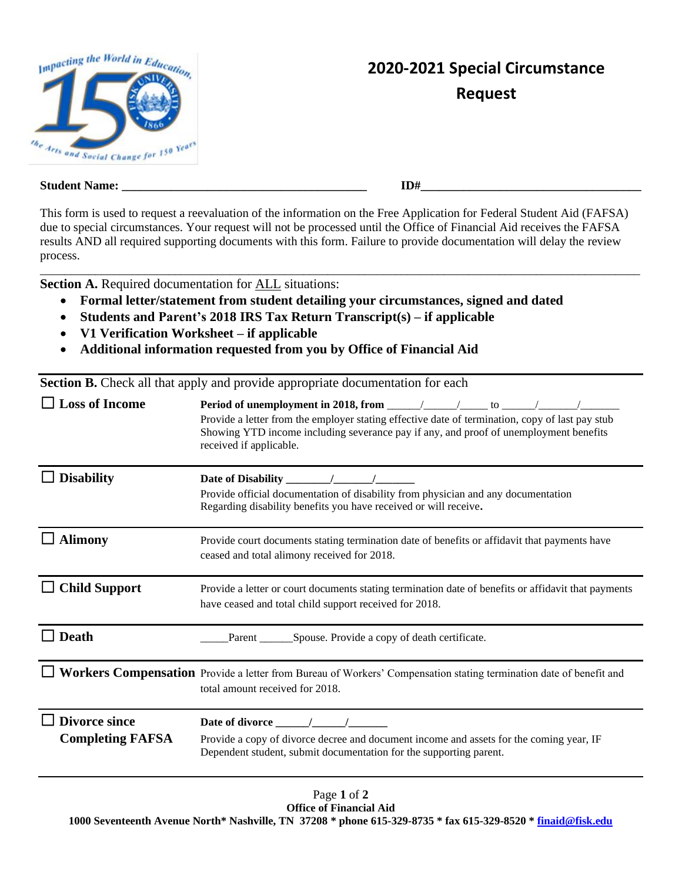# 2020-2021 Special Circumstance Request

**Student Name:** ________________________________________ **ID#**____________________________________

This form is used to request a reevaluation of the information on the Free Application for Federal Student Aid (FAFSA) due to special circumstances. Your request will not be processed until the Office of Financial Aid receives the FAFSA results AND all required supporting documents with this form. Failure to provide documentation will delay the review process.

---

**Section A.** Required documentation for ALL situations:

- **Formal letter/statement from student detailing your circumstances, signed and dated**
- **Students and Parent's 2018 IRS Tax Return Transcript(s) – if applicable**
- **V1 Verification Worksheet – if applicable**
- **Additional information requested from you by Office of Financial Aid**

**Section B.** Check all that apply and provide appropriate documentation for each

| | |
|---|---|
| ☐ **Loss of Income** | **Period of unemployment in 2018, from** ______/______/_____ to ______/_______/_______ <br> Provide a letter from the employer stating effective date of termination, copy of last pay stub Showing YTD income including severance pay if any, and proof of unemployment benefits received if applicable. |
| ☐ **Disability** | **Date of Disability** ________/_______/_______ <br> Provide official documentation of disability from physician and any documentation Regarding disability benefits you have received or will receive. |
| ☐ **Alimony** | Provide court documents stating termination date of benefits or affidavit that payments have ceased and total alimony received for 2018. |
| ☐ **Child Support** | Provide a letter or court documents stating termination date of benefits or affidavit that payments have ceased and total child support received for 2018. |
| ☐ **Death** | _____Parent ______Spouse. Provide a copy of death certificate. |
| ☐ **Workers Compensation** | Provide a letter from Bureau of Workers' Compensation stating termination date of benefit and total amount received for 2018. |
| ☐ **Divorce since Completing FAFSA** | **Date of divorce** ______/______/_______ <br> Provide a copy of divorce decree and document income and assets for the coming year, IF Dependent student, submit documentation for the supporting parent. |

**Office of Financial Aid**
**1000 Seventeenth Avenue North* Nashville, TN 37208 * phone 615-329-8735 * fax 615-329-8520 * finaid@fisk.edu**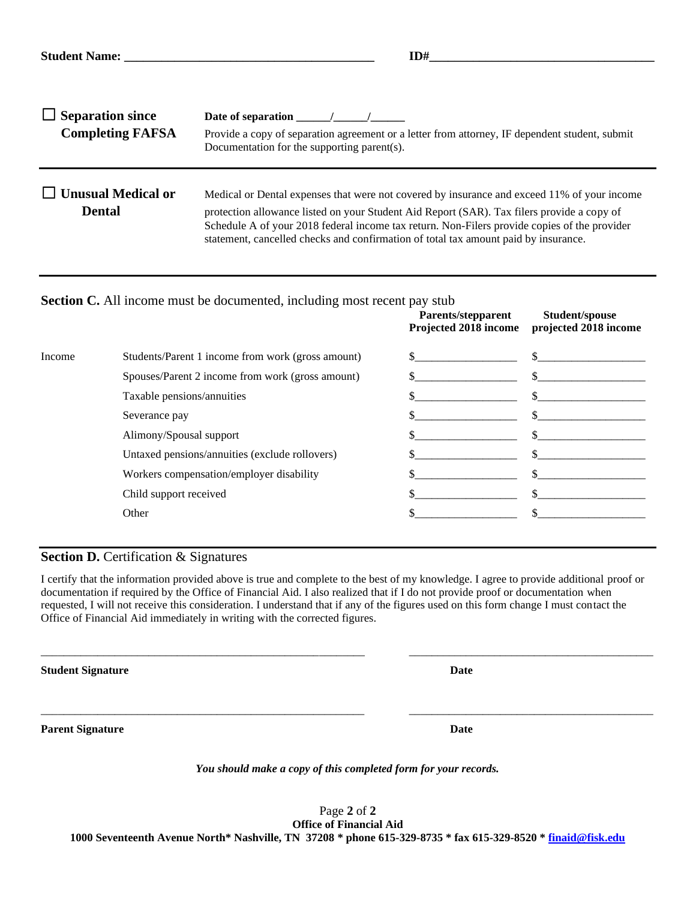**Student Name:** ________________________________________ **ID#**____________________________________

| | |
|---|---|
| ☐ **Separation since Completing FAFSA** | **Date of separation** ______/______/______ <br> Provide a copy of separation agreement or a letter from attorney, IF dependent student, submit Documentation for the supporting parent(s). |
| ☐ **Unusual Medical or Dental** | Medical or Dental expenses that were not covered by insurance and exceed 11% of your income protection allowance listed on your Student Aid Report (SAR). Tax filers provide a copy of Schedule A of your 2018 federal income tax return. Non-Filers provide copies of the provider statement, cancelled checks and confirmation of total tax amount paid by insurance. |

**Section C.** All income must be documented, including most recent pay stub

| | | **Parents/stepparent Projected 2018 income** | **Student/spouse projected 2018 income** |
|---|---|---|---|
| Income | Students/Parent 1 income from work (gross amount) | $_________________ | $_________________ |
| | Spouses/Parent 2 income from work (gross amount) | $_________________ | $_________________ |
| | Taxable pensions/annuities | $_________________ | $_________________ |
| | Severance pay | $_________________ | $_________________ |
| | Alimony/Spousal support | $_________________ | $_________________ |
| | Untaxed pensions/annuities (exclude rollovers) | $_________________ | $_________________ |
| | Workers compensation/employer disability | $_________________ | $_________________ |
| | Child support received | $_________________ | $_________________ |
| | Other | $_________________ | $_________________ |

**Section D.** Certification & Signatures

I certify that the information provided above is true and complete to the best of my knowledge. I agree to provide additional proof or documentation if required by the Office of Financial Aid. I also realized that if I do not provide proof or documentation when requested, I will not receive this consideration. I understand that if any of the figures used on this form change I must contact the Office of Financial Aid immediately in writing with the corrected figures.

_________________________________________________________ ___________________________________________

**Student Signature** **Date**

_________________________________________________________ ___________________________________________

**Parent Signature** **Date**

***You should make a copy of this completed form for your records.***

**Office of Financial Aid**
**1000 Seventeenth Avenue North* Nashville, TN 37208 * phone 615-329-8735 * fax 615-329-8520 * finaid@fisk.edu**